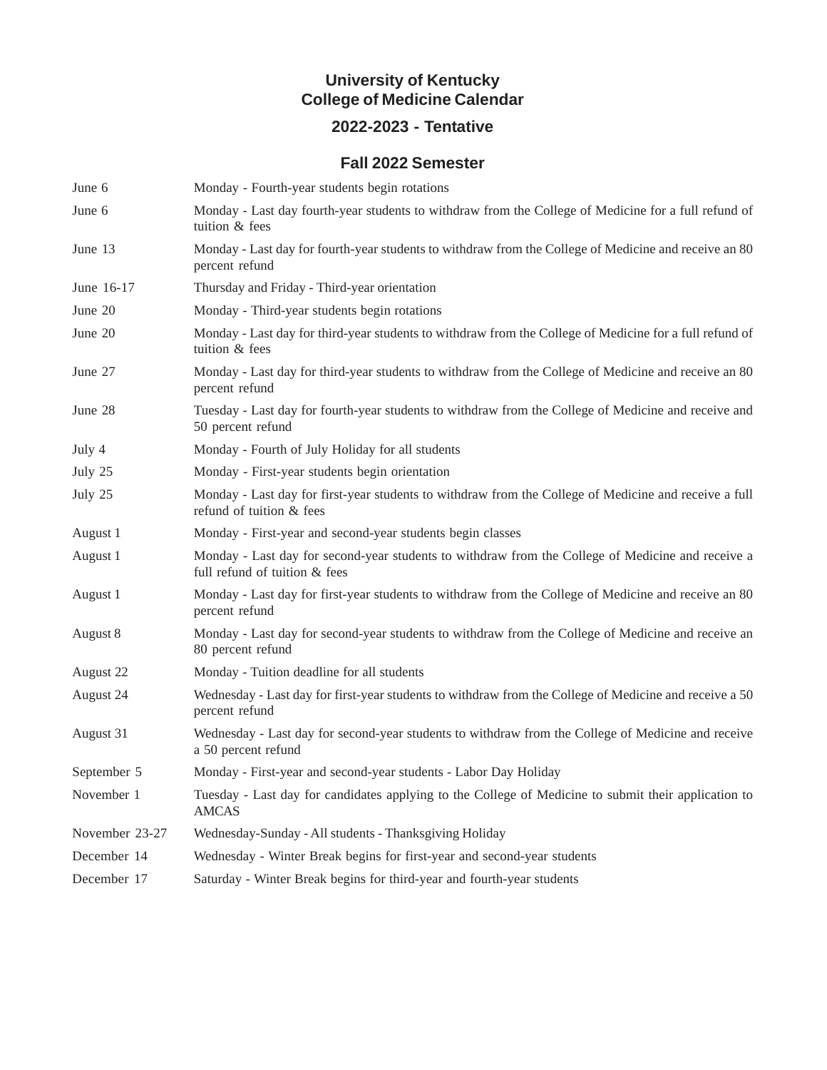# University of Kentucky
# College of Medicine Calendar

## 2022-2023 - Tentative

### Fall 2022 Semester

| | |
|---|---|
| June 6 | Monday - Fourth-year students begin rotations |
| June 6 | Monday - Last day fourth-year students to withdraw from the College of Medicine for a full refund of tuition & fees |
| June 13 | Monday - Last day for fourth-year students to withdraw from the College of Medicine and receive an 80 percent refund |
| June 16-17 | Thursday and Friday - Third-year orientation |
| June 20 | Monday - Third-year students begin rotations |
| June 20 | Monday - Last day for third-year students to withdraw from the College of Medicine for a full refund of tuition & fees |
| June 27 | Monday - Last day for third-year students to withdraw from the College of Medicine and receive an 80 percent refund |
| June 28 | Tuesday - Last day for fourth-year students to withdraw from the College of Medicine and receive and 50 percent refund |
| July 4 | Monday - Fourth of July Holiday for all students |
| July 25 | Monday - First-year students begin orientation |
| July 25 | Monday - Last day for first-year students to withdraw from the College of Medicine and receive a full refund of tuition & fees |
| August 1 | Monday - First-year and second-year students begin classes |
| August 1 | Monday - Last day for second-year students to withdraw from the College of Medicine and receive a full refund of tuition & fees |
| August 1 | Monday - Last day for first-year students to withdraw from the College of Medicine and receive an 80 percent refund |
| August 8 | Monday - Last day for second-year students to withdraw from the College of Medicine and receive an 80 percent refund |
| August 22 | Monday - Tuition deadline for all students |
| August 24 | Wednesday - Last day for first-year students to withdraw from the College of Medicine and receive a 50 percent refund |
| August 31 | Wednesday - Last day for second-year students to withdraw from the College of Medicine and receive a 50 percent refund |
| September 5 | Monday - First-year and second-year students - Labor Day Holiday |
| November 1 | Tuesday - Last day for candidates applying to the College of Medicine to submit their application to AMCAS |
| November 23-27 | Wednesday-Sunday - All students - Thanksgiving Holiday |
| December 14 | Wednesday - Winter Break begins for first-year and second-year students |
| December 17 | Saturday - Winter Break begins for third-year and fourth-year students |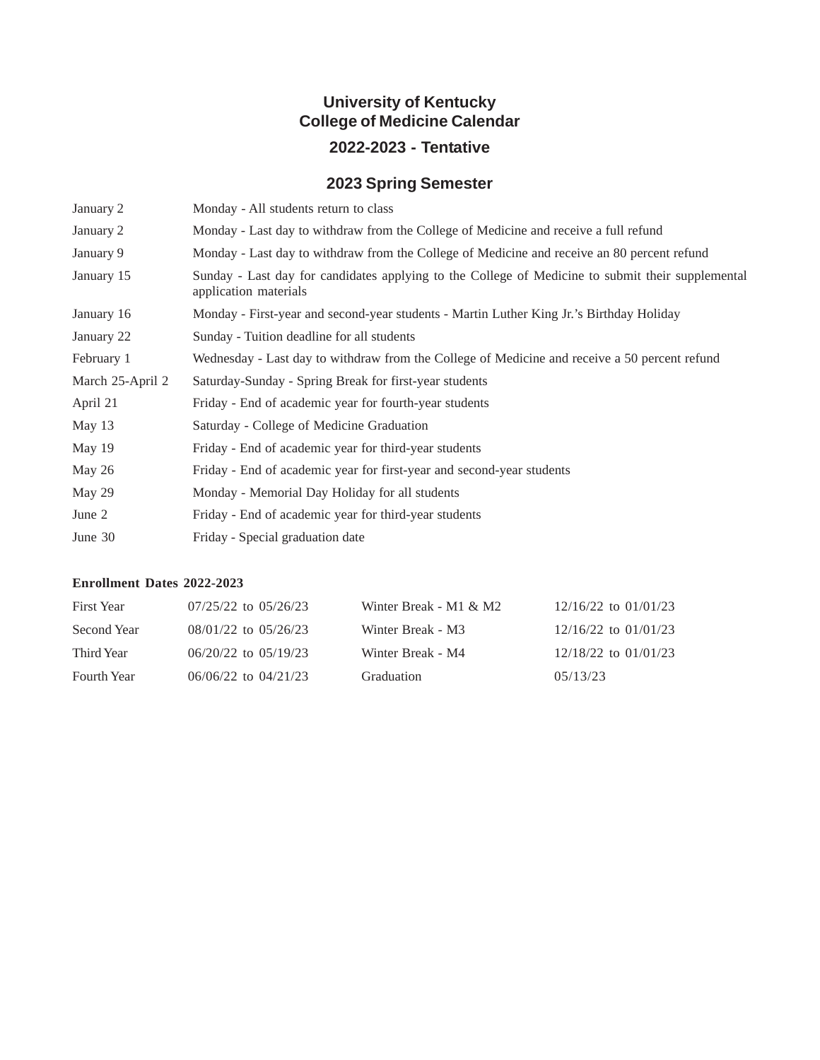# University of Kentucky
# College of Medicine Calendar

## 2022-2023 - Tentative

## 2023 Spring Semester

| | |
|---|---|
| January 2 | Monday - All students return to class |
| January 2 | Monday - Last day to withdraw from the College of Medicine and receive a full refund |
| January 9 | Monday - Last day to withdraw from the College of Medicine and receive an 80 percent refund |
| January 15 | Sunday - Last day for candidates applying to the College of Medicine to submit their supplemental application materials |
| January 16 | Monday - First-year and second-year students - Martin Luther King Jr.'s Birthday Holiday |
| January 22 | Sunday - Tuition deadline for all students |
| February 1 | Wednesday - Last day to withdraw from the College of Medicine and receive a 50 percent refund |
| March 25-April 2 | Saturday-Sunday - Spring Break for first-year students |
| April 21 | Friday - End of academic year for fourth-year students |
| May 13 | Saturday - College of Medicine Graduation |
| May 19 | Friday - End of academic year for third-year students |
| May 26 | Friday - End of academic year for first-year and second-year students |
| May 29 | Monday - Memorial Day Holiday for all students |
| June 2 | Friday - End of academic year for third-year students |
| June 30 | Friday - Special graduation date |

**Enrollment Dates 2022-2023**

| | | | |
|---|---|---|---|
| First Year | 07/25/22 to 05/26/23 | Winter Break - M1 & M2 | 12/16/22 to 01/01/23 |
| Second Year | 08/01/22 to 05/26/23 | Winter Break - M3 | 12/16/22 to 01/01/23 |
| Third Year | 06/20/22 to 05/19/23 | Winter Break - M4 | 12/18/22 to 01/01/23 |
| Fourth Year | 06/06/22 to 04/21/23 | Graduation | 05/13/23 |